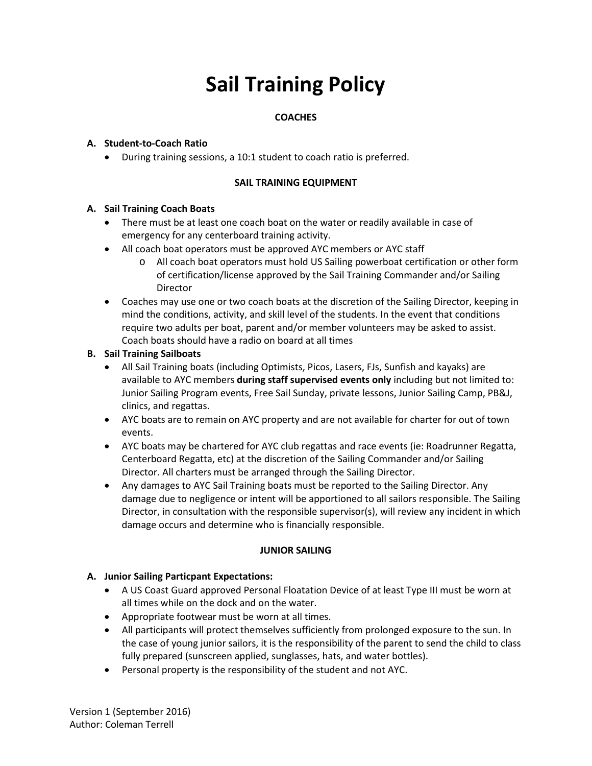# Sail Training Policy

## COACHES

**A. Student-to-Coach Ratio**

- During training sessions, a 10:1 student to coach ratio is preferred.

## SAIL TRAINING EQUIPMENT

**A. Sail Training Coach Boats**

- There must be at least one coach boat on the water or readily available in case of emergency for any centerboard training activity.
- All coach boat operators must be approved AYC members or AYC staff
  - All coach boat operators must hold US Sailing powerboat certification or other form of certification/license approved by the Sail Training Commander and/or Sailing Director
- Coaches may use one or two coach boats at the discretion of the Sailing Director, keeping in mind the conditions, activity, and skill level of the students. In the event that conditions require two adults per boat, parent and/or member volunteers may be asked to assist. Coach boats should have a radio on board at all times

**B. Sail Training Sailboats**

- All Sail Training boats (including Optimists, Picos, Lasers, FJs, Sunfish and kayaks) are available to AYC members **during staff supervised events only** including but not limited to: Junior Sailing Program events, Free Sail Sunday, private lessons, Junior Sailing Camp, PB&J, clinics, and regattas.
- AYC boats are to remain on AYC property and are not available for charter for out of town events.
- AYC boats may be chartered for AYC club regattas and race events (ie: Roadrunner Regatta, Centerboard Regatta, etc) at the discretion of the Sailing Commander and/or Sailing Director. All charters must be arranged through the Sailing Director.
- Any damages to AYC Sail Training boats must be reported to the Sailing Director. Any damage due to negligence or intent will be apportioned to all sailors responsible. The Sailing Director, in consultation with the responsible supervisor(s), will review any incident in which damage occurs and determine who is financially responsible.

## JUNIOR SAILING

**A. Junior Sailing Particpant Expectations:**

- A US Coast Guard approved Personal Floatation Device of at least Type III must be worn at all times while on the dock and on the water.
- Appropriate footwear must be worn at all times.
- All participants will protect themselves sufficiently from prolonged exposure to the sun. In the case of young junior sailors, it is the responsibility of the parent to send the child to class fully prepared (sunscreen applied, sunglasses, hats, and water bottles).
- Personal property is the responsibility of the student and not AYC.

Version 1 (September 2016)
Author: Coleman Terrell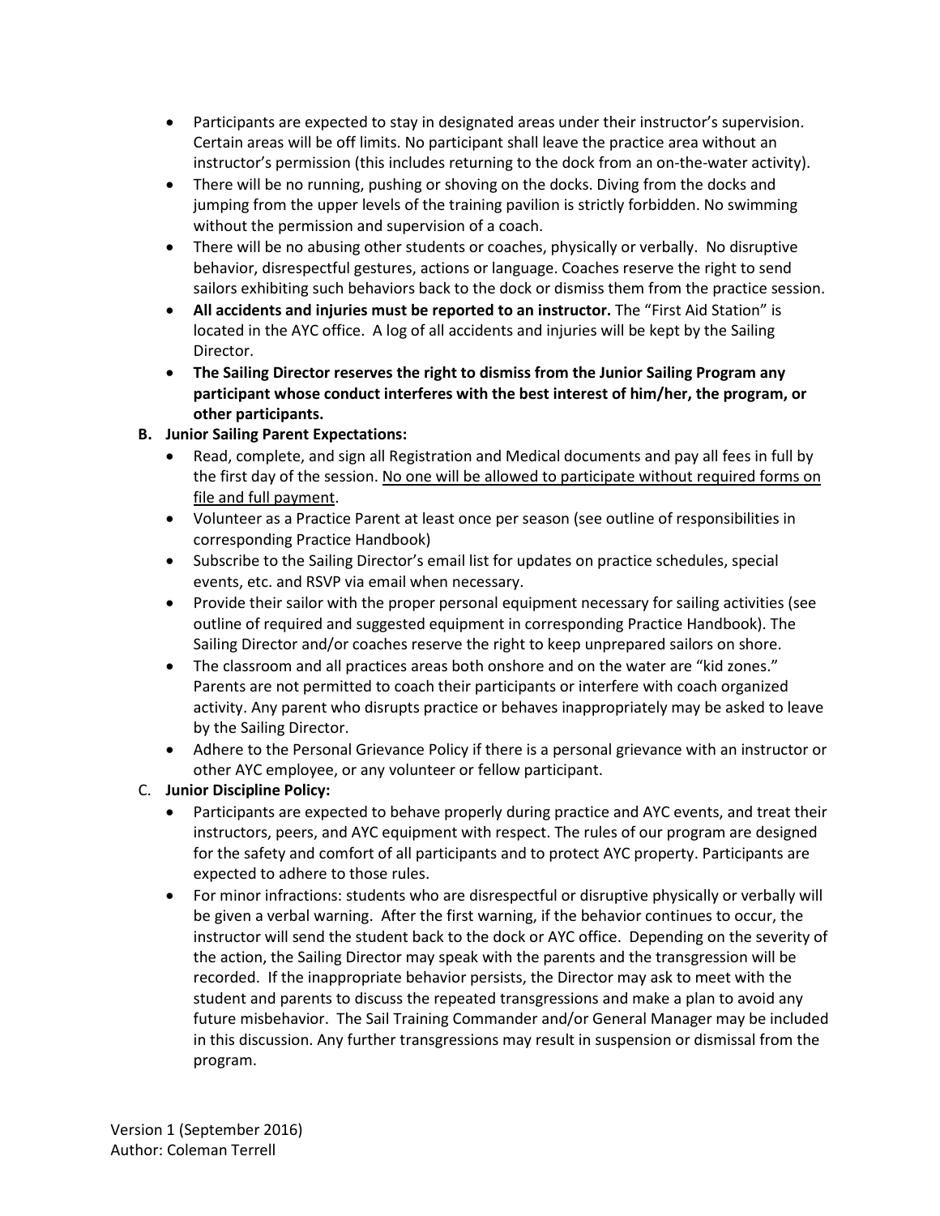- Participants are expected to stay in designated areas under their instructor's supervision. Certain areas will be off limits. No participant shall leave the practice area without an instructor's permission (this includes returning to the dock from an on-the-water activity).
- There will be no running, pushing or shoving on the docks. Diving from the docks and jumping from the upper levels of the training pavilion is strictly forbidden. No swimming without the permission and supervision of a coach.
- There will be no abusing other students or coaches, physically or verbally. No disruptive behavior, disrespectful gestures, actions or language. Coaches reserve the right to send sailors exhibiting such behaviors back to the dock or dismiss them from the practice session.
- **All accidents and injuries must be reported to an instructor.** The "First Aid Station" is located in the AYC office. A log of all accidents and injuries will be kept by the Sailing Director.
- **The Sailing Director reserves the right to dismiss from the Junior Sailing Program any participant whose conduct interferes with the best interest of him/her, the program, or other participants.**

**B. Junior Sailing Parent Expectations:**

- Read, complete, and sign all Registration and Medical documents and pay all fees in full by the first day of the session. <u>No one will be allowed to participate without required forms on file and full payment</u>.
- Volunteer as a Practice Parent at least once per season (see outline of responsibilities in corresponding Practice Handbook)
- Subscribe to the Sailing Director's email list for updates on practice schedules, special events, etc. and RSVP via email when necessary.
- Provide their sailor with the proper personal equipment necessary for sailing activities (see outline of required and suggested equipment in corresponding Practice Handbook). The Sailing Director and/or coaches reserve the right to keep unprepared sailors on shore.
- The classroom and all practices areas both onshore and on the water are "kid zones." Parents are not permitted to coach their participants or interfere with coach organized activity. Any parent who disrupts practice or behaves inappropriately may be asked to leave by the Sailing Director.
- Adhere to the Personal Grievance Policy if there is a personal grievance with an instructor or other AYC employee, or any volunteer or fellow participant.

C. **Junior Discipline Policy:**

- Participants are expected to behave properly during practice and AYC events, and treat their instructors, peers, and AYC equipment with respect. The rules of our program are designed for the safety and comfort of all participants and to protect AYC property. Participants are expected to adhere to those rules.
- For minor infractions: students who are disrespectful or disruptive physically or verbally will be given a verbal warning. After the first warning, if the behavior continues to occur, the instructor will send the student back to the dock or AYC office. Depending on the severity of the action, the Sailing Director may speak with the parents and the transgression will be recorded. If the inappropriate behavior persists, the Director may ask to meet with the student and parents to discuss the repeated transgressions and make a plan to avoid any future misbehavior. The Sail Training Commander and/or General Manager may be included in this discussion. Any further transgressions may result in suspension or dismissal from the program.

Version 1 (September 2016)
Author: Coleman Terrell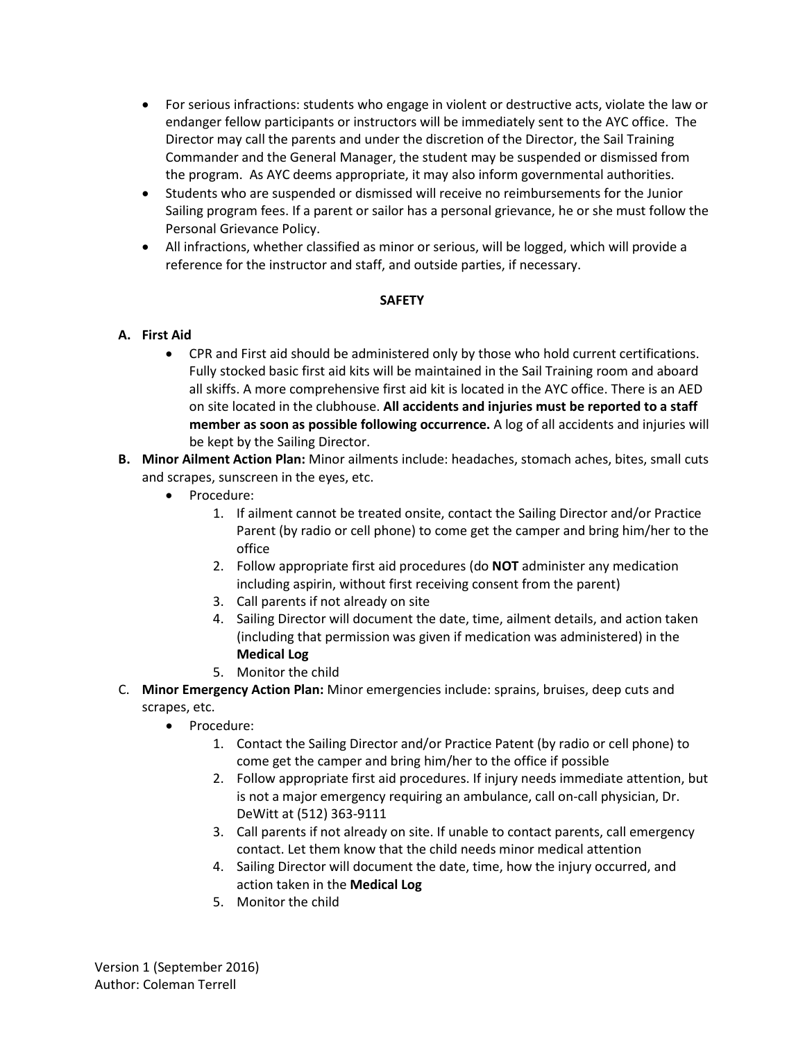- For serious infractions: students who engage in violent or destructive acts, violate the law or endanger fellow participants or instructors will be immediately sent to the AYC office. The Director may call the parents and under the discretion of the Director, the Sail Training Commander and the General Manager, the student may be suspended or dismissed from the program. As AYC deems appropriate, it may also inform governmental authorities.
- Students who are suspended or dismissed will receive no reimbursements for the Junior Sailing program fees. If a parent or sailor has a personal grievance, he or she must follow the Personal Grievance Policy.
- All infractions, whether classified as minor or serious, will be logged, which will provide a reference for the instructor and staff, and outside parties, if necessary.

## SAFETY

**A. First Aid**

- CPR and First aid should be administered only by those who hold current certifications. Fully stocked basic first aid kits will be maintained in the Sail Training room and aboard all skiffs. A more comprehensive first aid kit is located in the AYC office. There is an AED on site located in the clubhouse. **All accidents and injuries must be reported to a staff member as soon as possible following occurrence.** A log of all accidents and injuries will be kept by the Sailing Director.

**B. Minor Ailment Action Plan:** Minor ailments include: headaches, stomach aches, bites, small cuts and scrapes, sunscreen in the eyes, etc.

- Procedure:
  1. If ailment cannot be treated onsite, contact the Sailing Director and/or Practice Parent (by radio or cell phone) to come get the camper and bring him/her to the office
  2. Follow appropriate first aid procedures (do **NOT** administer any medication including aspirin, without first receiving consent from the parent)
  3. Call parents if not already on site
  4. Sailing Director will document the date, time, ailment details, and action taken (including that permission was given if medication was administered) in the **Medical Log**
  5. Monitor the child

C. **Minor Emergency Action Plan:** Minor emergencies include: sprains, bruises, deep cuts and scrapes, etc.

- Procedure:
  1. Contact the Sailing Director and/or Practice Patent (by radio or cell phone) to come get the camper and bring him/her to the office if possible
  2. Follow appropriate first aid procedures. If injury needs immediate attention, but is not a major emergency requiring an ambulance, call on-call physician, Dr. DeWitt at (512) 363-9111
  3. Call parents if not already on site. If unable to contact parents, call emergency contact. Let them know that the child needs minor medical attention
  4. Sailing Director will document the date, time, how the injury occurred, and action taken in the **Medical Log**
  5. Monitor the child

Version 1 (September 2016)
Author: Coleman Terrell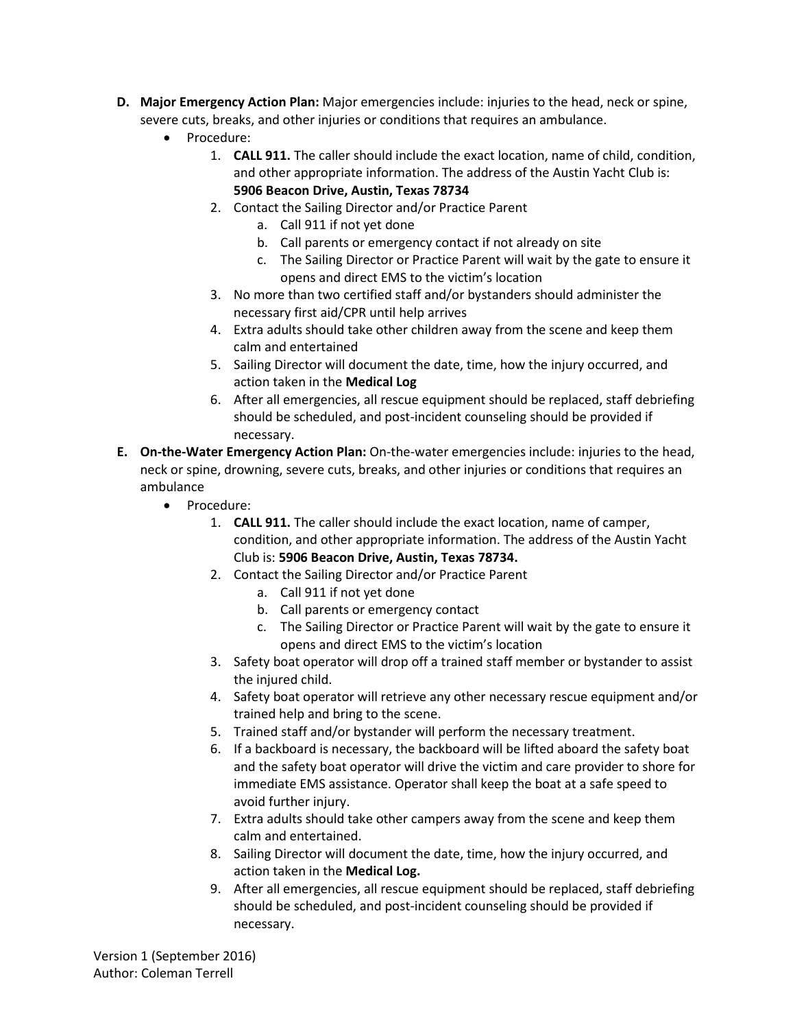D. **Major Emergency Action Plan:** Major emergencies include: injuries to the head, neck or spine, severe cuts, breaks, and other injuries or conditions that requires an ambulance.

- Procedure:
    1. **CALL 911.** The caller should include the exact location, name of child, condition, and other appropriate information. The address of the Austin Yacht Club is: **5906 Beacon Drive, Austin, Texas 78734**
    2. Contact the Sailing Director and/or Practice Parent
        a. Call 911 if not yet done
        b. Call parents or emergency contact if not already on site
        c. The Sailing Director or Practice Parent will wait by the gate to ensure it opens and direct EMS to the victim's location
    3. No more than two certified staff and/or bystanders should administer the necessary first aid/CPR until help arrives
    4. Extra adults should take other children away from the scene and keep them calm and entertained
    5. Sailing Director will document the date, time, how the injury occurred, and action taken in the **Medical Log**
    6. After all emergencies, all rescue equipment should be replaced, staff debriefing should be scheduled, and post-incident counseling should be provided if necessary.

E. **On-the-Water Emergency Action Plan:** On-the-water emergencies include: injuries to the head, neck or spine, drowning, severe cuts, breaks, and other injuries or conditions that requires an ambulance

- Procedure:
    1. **CALL 911.** The caller should include the exact location, name of camper, condition, and other appropriate information. The address of the Austin Yacht Club is: **5906 Beacon Drive, Austin, Texas 78734.**
    2. Contact the Sailing Director and/or Practice Parent
        a. Call 911 if not yet done
        b. Call parents or emergency contact
        c. The Sailing Director or Practice Parent will wait by the gate to ensure it opens and direct EMS to the victim's location
    3. Safety boat operator will drop off a trained staff member or bystander to assist the injured child.
    4. Safety boat operator will retrieve any other necessary rescue equipment and/or trained help and bring to the scene.
    5. Trained staff and/or bystander will perform the necessary treatment.
    6. If a backboard is necessary, the backboard will be lifted aboard the safety boat and the safety boat operator will drive the victim and care provider to shore for immediate EMS assistance. Operator shall keep the boat at a safe speed to avoid further injury.
    7. Extra adults should take other campers away from the scene and keep them calm and entertained.
    8. Sailing Director will document the date, time, how the injury occurred, and action taken in the **Medical Log.**
    9. After all emergencies, all rescue equipment should be replaced, staff debriefing should be scheduled, and post-incident counseling should be provided if necessary.

Version 1 (September 2016)
Author: Coleman Terrell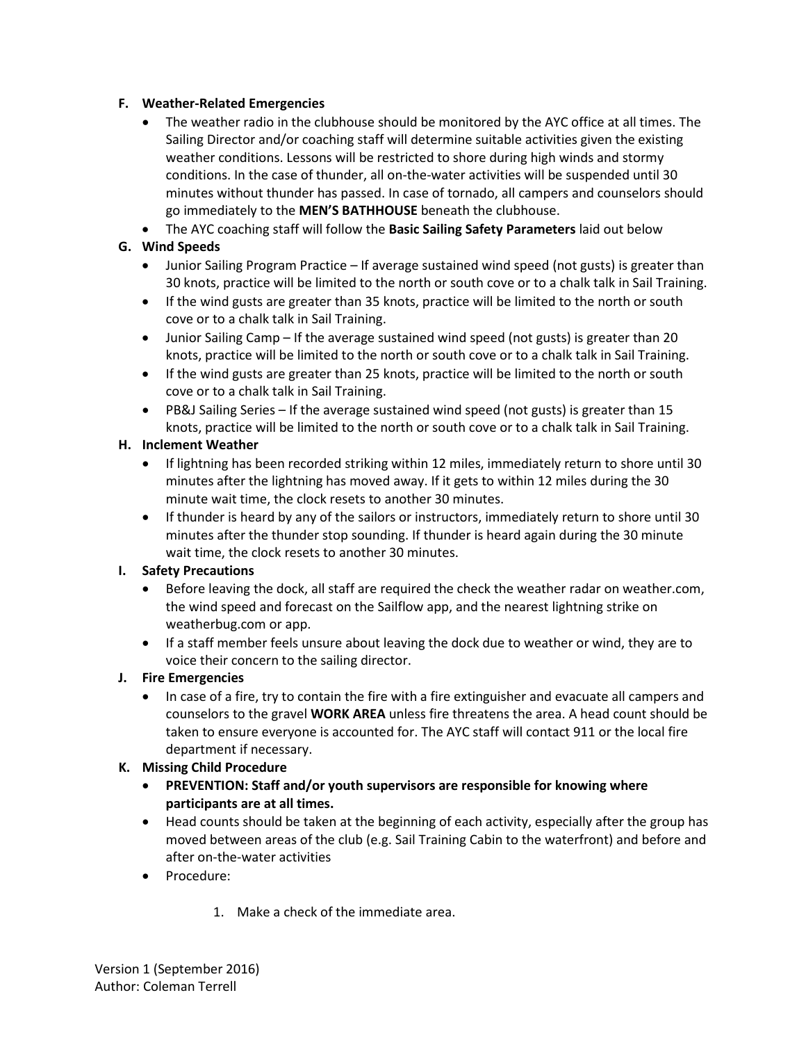**F. Weather-Related Emergencies**

- The weather radio in the clubhouse should be monitored by the AYC office at all times. The Sailing Director and/or coaching staff will determine suitable activities given the existing weather conditions. Lessons will be restricted to shore during high winds and stormy conditions. In the case of thunder, all on-the-water activities will be suspended until 30 minutes without thunder has passed. In case of tornado, all campers and counselors should go immediately to the **MEN'S BATHHOUSE** beneath the clubhouse.
- The AYC coaching staff will follow the **Basic Sailing Safety Parameters** laid out below

**G. Wind Speeds**

- Junior Sailing Program Practice – If average sustained wind speed (not gusts) is greater than 30 knots, practice will be limited to the north or south cove or to a chalk talk in Sail Training.
- If the wind gusts are greater than 35 knots, practice will be limited to the north or south cove or to a chalk talk in Sail Training.
- Junior Sailing Camp – If the average sustained wind speed (not gusts) is greater than 20 knots, practice will be limited to the north or south cove or to a chalk talk in Sail Training.
- If the wind gusts are greater than 25 knots, practice will be limited to the north or south cove or to a chalk talk in Sail Training.
- PB&J Sailing Series – If the average sustained wind speed (not gusts) is greater than 15 knots, practice will be limited to the north or south cove or to a chalk talk in Sail Training.

**H. Inclement Weather**

- If lightning has been recorded striking within 12 miles, immediately return to shore until 30 minutes after the lightning has moved away. If it gets to within 12 miles during the 30 minute wait time, the clock resets to another 30 minutes.
- If thunder is heard by any of the sailors or instructors, immediately return to shore until 30 minutes after the thunder stop sounding. If thunder is heard again during the 30 minute wait time, the clock resets to another 30 minutes.

**I. Safety Precautions**

- Before leaving the dock, all staff are required the check the weather radar on weather.com, the wind speed and forecast on the Sailflow app, and the nearest lightning strike on weatherbug.com or app.
- If a staff member feels unsure about leaving the dock due to weather or wind, they are to voice their concern to the sailing director.

**J. Fire Emergencies**

- In case of a fire, try to contain the fire with a fire extinguisher and evacuate all campers and counselors to the gravel **WORK AREA** unless fire threatens the area. A head count should be taken to ensure everyone is accounted for. The AYC staff will contact 911 or the local fire department if necessary.

**K. Missing Child Procedure**

- **PREVENTION: Staff and/or youth supervisors are responsible for knowing where participants are at all times.**
- Head counts should be taken at the beginning of each activity, especially after the group has moved between areas of the club (e.g. Sail Training Cabin to the waterfront) and before and after on-the-water activities
- Procedure:

    1. Make a check of the immediate area.

Version 1 (September 2016)
Author: Coleman Terrell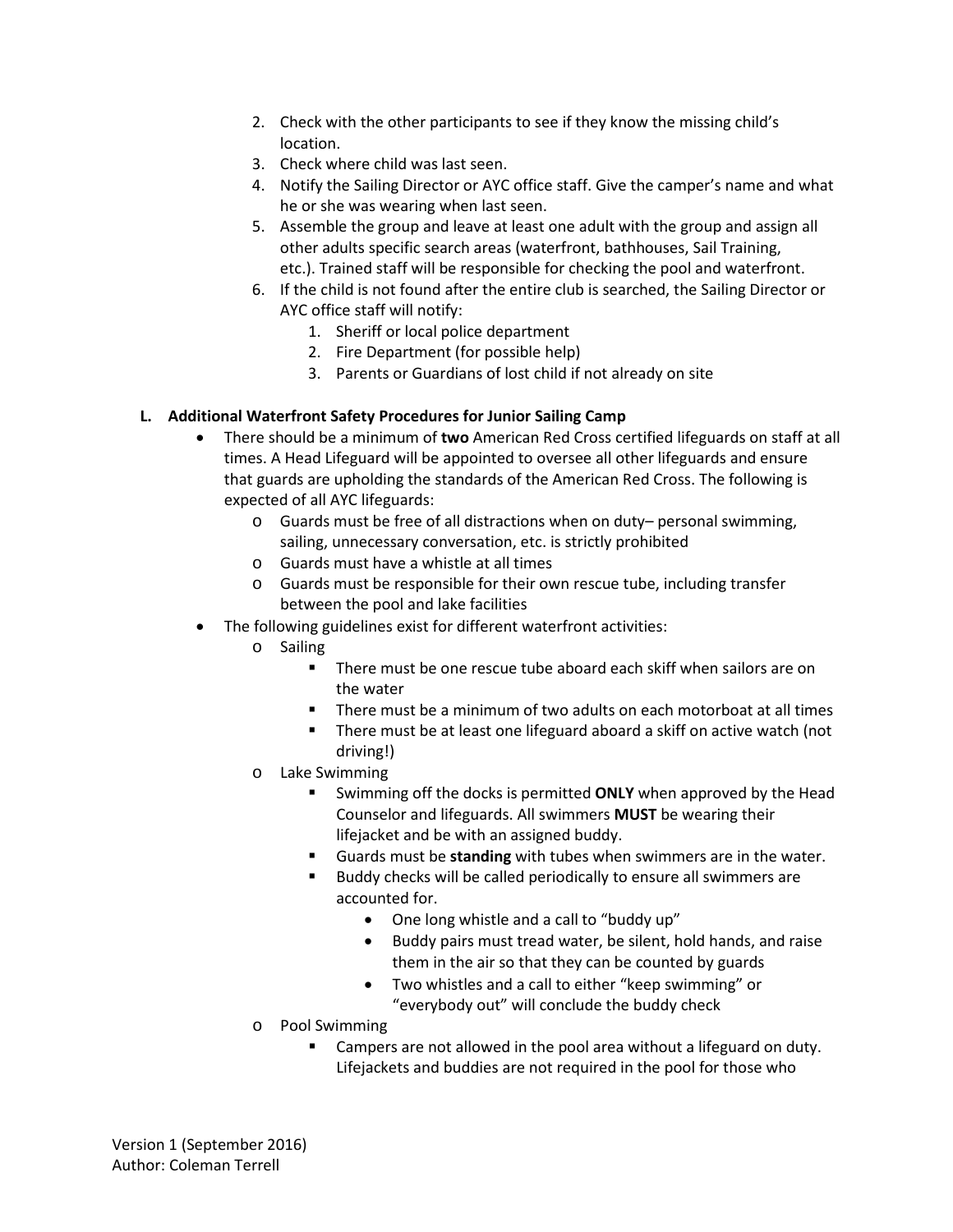2. Check with the other participants to see if they know the missing child's location.
3. Check where child was last seen.
4. Notify the Sailing Director or AYC office staff. Give the camper's name and what he or she was wearing when last seen.
5. Assemble the group and leave at least one adult with the group and assign all other adults specific search areas (waterfront, bathhouses, Sail Training, etc.). Trained staff will be responsible for checking the pool and waterfront.
6. If the child is not found after the entire club is searched, the Sailing Director or AYC office staff will notify:
    1. Sheriff or local police department
    2. Fire Department (for possible help)
    3. Parents or Guardians of lost child if not already on site

**L. Additional Waterfront Safety Procedures for Junior Sailing Camp**

- There should be a minimum of **two** American Red Cross certified lifeguards on staff at all times. A Head Lifeguard will be appointed to oversee all other lifeguards and ensure that guards are upholding the standards of the American Red Cross. The following is expected of all AYC lifeguards:
    - Guards must be free of all distractions when on duty– personal swimming, sailing, unnecessary conversation, etc. is strictly prohibited
    - Guards must have a whistle at all times
    - Guards must be responsible for their own rescue tube, including transfer between the pool and lake facilities
- The following guidelines exist for different waterfront activities:
    - Sailing
        - There must be one rescue tube aboard each skiff when sailors are on the water
        - There must be a minimum of two adults on each motorboat at all times
        - There must be at least one lifeguard aboard a skiff on active watch (not driving!)
    - Lake Swimming
        - Swimming off the docks is permitted **ONLY** when approved by the Head Counselor and lifeguards. All swimmers **MUST** be wearing their lifejacket and be with an assigned buddy.
        - Guards must be **standing** with tubes when swimmers are in the water.
        - Buddy checks will be called periodically to ensure all swimmers are accounted for.
            - One long whistle and a call to "buddy up"
            - Buddy pairs must tread water, be silent, hold hands, and raise them in the air so that they can be counted by guards
            - Two whistles and a call to either "keep swimming" or "everybody out" will conclude the buddy check
    - Pool Swimming
        - Campers are not allowed in the pool area without a lifeguard on duty. Lifejackets and buddies are not required in the pool for those who

Version 1 (September 2016)
Author: Coleman Terrell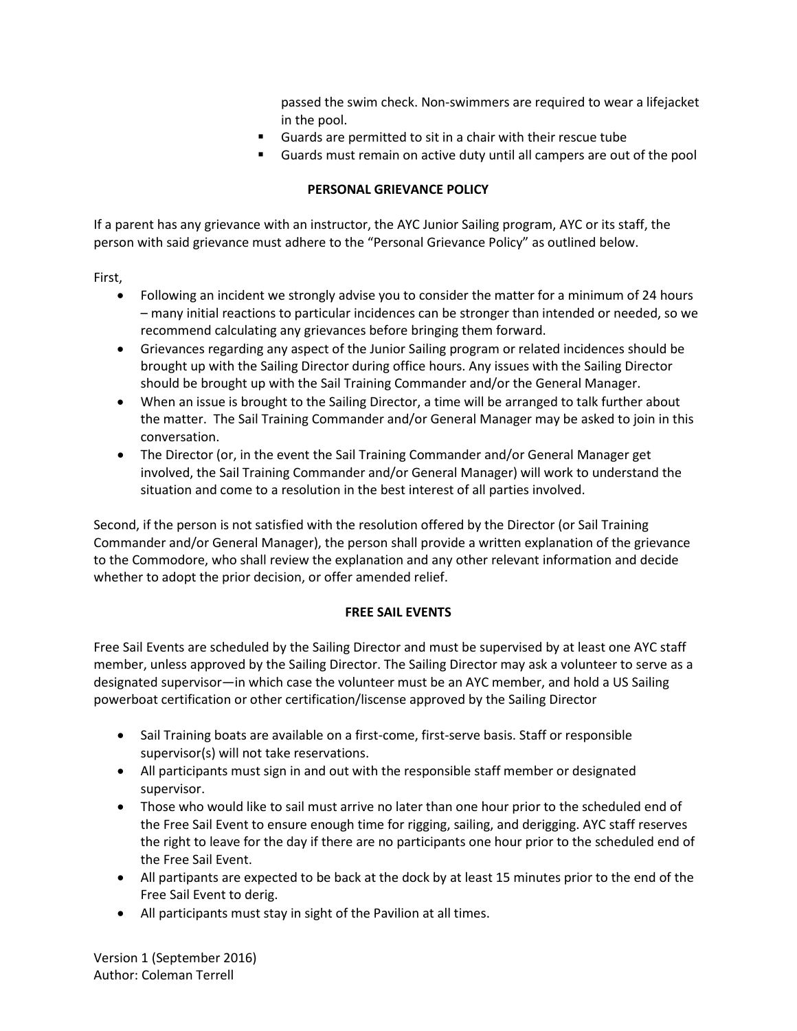passed the swim check. Non-swimmers are required to wear a lifejacket in the pool.

- Guards are permitted to sit in a chair with their rescue tube
- Guards must remain on active duty until all campers are out of the pool

**PERSONAL GRIEVANCE POLICY**

If a parent has any grievance with an instructor, the AYC Junior Sailing program, AYC or its staff, the person with said grievance must adhere to the "Personal Grievance Policy" as outlined below.

First,

- Following an incident we strongly advise you to consider the matter for a minimum of 24 hours – many initial reactions to particular incidences can be stronger than intended or needed, so we recommend calculating any grievances before bringing them forward.
- Grievances regarding any aspect of the Junior Sailing program or related incidences should be brought up with the Sailing Director during office hours. Any issues with the Sailing Director should be brought up with the Sail Training Commander and/or the General Manager.
- When an issue is brought to the Sailing Director, a time will be arranged to talk further about the matter. The Sail Training Commander and/or General Manager may be asked to join in this conversation.
- The Director (or, in the event the Sail Training Commander and/or General Manager get involved, the Sail Training Commander and/or General Manager) will work to understand the situation and come to a resolution in the best interest of all parties involved.

Second, if the person is not satisfied with the resolution offered by the Director (or Sail Training Commander and/or General Manager), the person shall provide a written explanation of the grievance to the Commodore, who shall review the explanation and any other relevant information and decide whether to adopt the prior decision, or offer amended relief.

**FREE SAIL EVENTS**

Free Sail Events are scheduled by the Sailing Director and must be supervised by at least one AYC staff member, unless approved by the Sailing Director. The Sailing Director may ask a volunteer to serve as a designated supervisor—in which case the volunteer must be an AYC member, and hold a US Sailing powerboat certification or other certification/liscense approved by the Sailing Director

- Sail Training boats are available on a first-come, first-serve basis. Staff or responsible supervisor(s) will not take reservations.
- All participants must sign in and out with the responsible staff member or designated supervisor.
- Those who would like to sail must arrive no later than one hour prior to the scheduled end of the Free Sail Event to ensure enough time for rigging, sailing, and derigging. AYC staff reserves the right to leave for the day if there are no participants one hour prior to the scheduled end of the Free Sail Event.
- All partipants are expected to be back at the dock by at least 15 minutes prior to the end of the Free Sail Event to derig.
- All participants must stay in sight of the Pavilion at all times.

Version 1 (September 2016)
Author: Coleman Terrell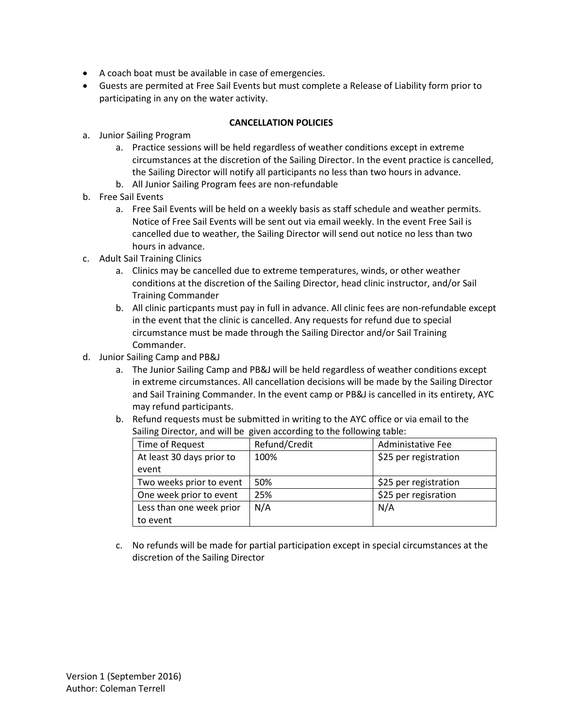- A coach boat must be available in case of emergencies.
- Guests are permited at Free Sail Events but must complete a Release of Liability form prior to participating in any on the water activity.

**CANCELLATION POLICIES**

a. Junior Sailing Program
    a. Practice sessions will be held regardless of weather conditions except in extreme circumstances at the discretion of the Sailing Director. In the event practice is cancelled, the Sailing Director will notify all participants no less than two hours in advance.
    b. All Junior Sailing Program fees are non-refundable
b. Free Sail Events
    a. Free Sail Events will be held on a weekly basis as staff schedule and weather permits. Notice of Free Sail Events will be sent out via email weekly. In the event Free Sail is cancelled due to weather, the Sailing Director will send out notice no less than two hours in advance.
c. Adult Sail Training Clinics
    a. Clinics may be cancelled due to extreme temperatures, winds, or other weather conditions at the discretion of the Sailing Director, head clinic instructor, and/or Sail Training Commander
    b. All clinic particpants must pay in full in advance. All clinic fees are non-refundable except in the event that the clinic is cancelled. Any requests for refund due to special circumstance must be made through the Sailing Director and/or Sail Training Commander.
d. Junior Sailing Camp and PB&J
    a. The Junior Sailing Camp and PB&J will be held regardless of weather conditions except in extreme circumstances. All cancellation decisions will be made by the Sailing Director and Sail Training Commander. In the event camp or PB&J is cancelled in its entirety, AYC may refund participants.
    b. Refund requests must be submitted in writing to the AYC office or via email to the Sailing Director, and will be given according to the following table:

| Time of Request | Refund/Credit | Administative Fee |
|---|---|---|
| At least 30 days prior to event | 100% | $25 per registration |
| Two weeks prior to event | 50% | $25 per registration |
| One week prior to event | 25% | $25 per regisration |
| Less than one week prior to event | N/A | N/A |

    c. No refunds will be made for partial participation except in special circumstances at the discretion of the Sailing Director

Version 1 (September 2016)
Author: Coleman Terrell